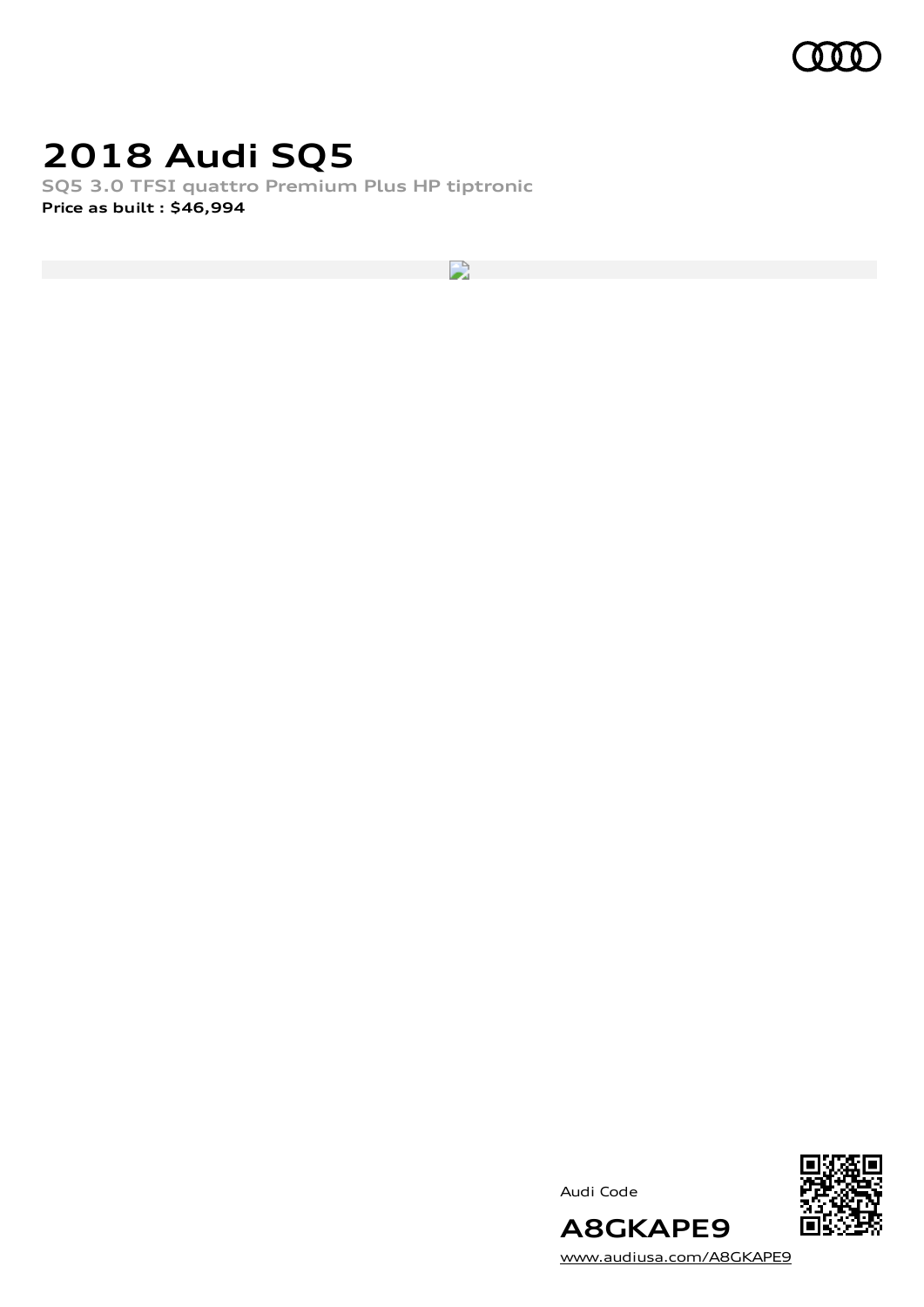# 2018 Audi SQ5

**SQ5 3.0 TFSI quattro Premium Plus HP tiptronic**

**Price as built : $46,994**

Audi Code

**A8GKAPE9**

www.audiusa.com/A8GKAPE9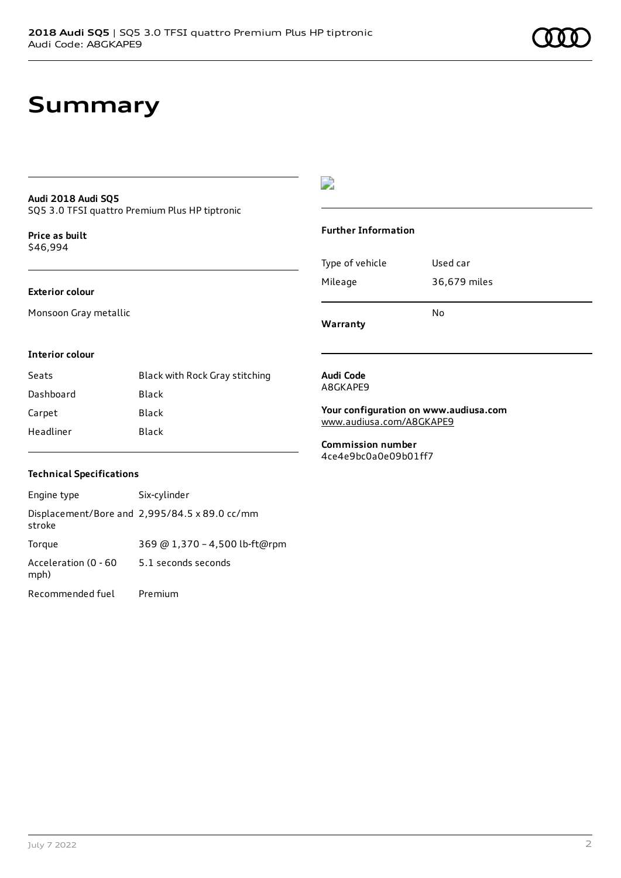# Summary

**Audi 2018 Audi SQ5**
SQ5 3.0 TFSI quattro Premium Plus HP tiptronic

**Price as built**
$46,994

**Exterior colour**

Monsoon Gray metallic

**Interior colour**

| | |
|---|---|
| Seats | Black with Rock Gray stitching |
| Dashboard | Black |
| Carpet | Black |
| Headliner | Black |

**Technical Specifications**

| | |
|---|---|
| Engine type | Six-cylinder |
| Displacement/Bore and stroke | 2,995/84.5 x 89.0 cc/mm |
| Torque | 369 @ 1,370 - 4,500 lb-ft@rpm |
| Acceleration (0 - 60 mph) | 5.1 seconds seconds |
| Recommended fuel | Premium |

**Further Information**

| | |
|---|---|
| Type of vehicle | Used car |
| Mileage | 36,679 miles |
| **Warranty** | No |

**Audi Code**
A8GKAPE9

**Your configuration on www.audiusa.com**
www.audiusa.com/A8GKAPE9

**Commission number**
4ce4e9bc0a0e09b01ff7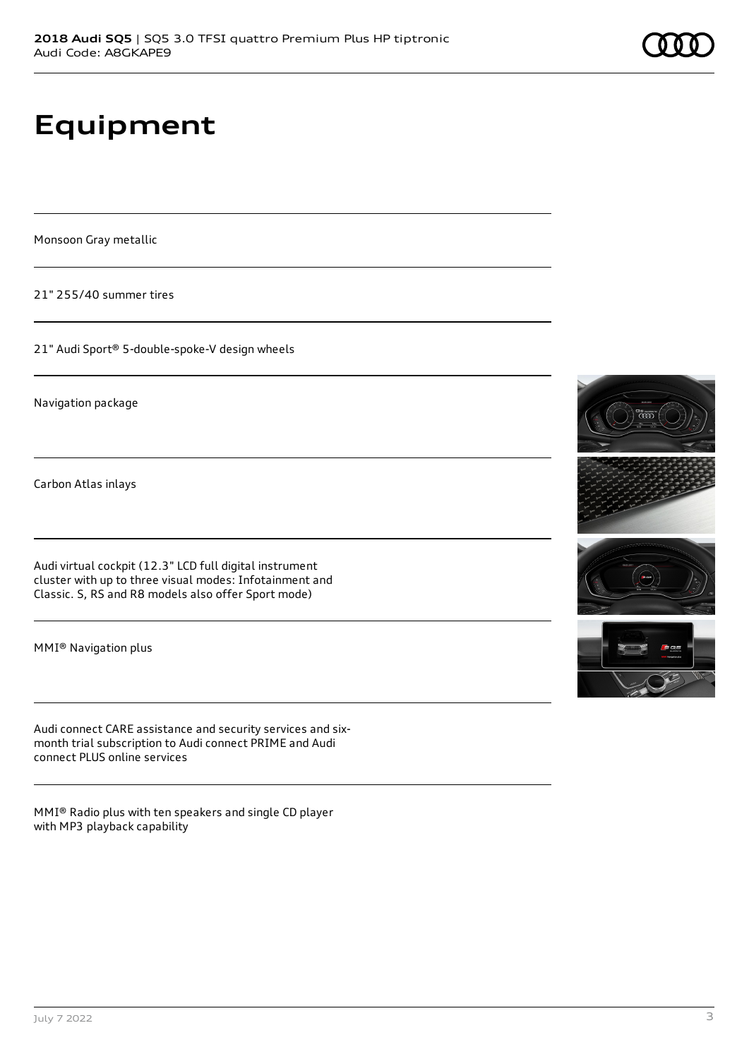# Equipment

Monsoon Gray metallic

21" 255/40 summer tires

21" Audi Sport® 5-double-spoke-V design wheels

Navigation package

Carbon Atlas inlays

Audi virtual cockpit (12.3" LCD full digital instrument cluster with up to three visual modes: Infotainment and Classic. S, RS and R8 models also offer Sport mode)

MMI® Navigation plus

Audi connect CARE assistance and security services and six-month trial subscription to Audi connect PRIME and Audi connect PLUS online services

MMI® Radio plus with ten speakers and single CD player with MP3 playback capability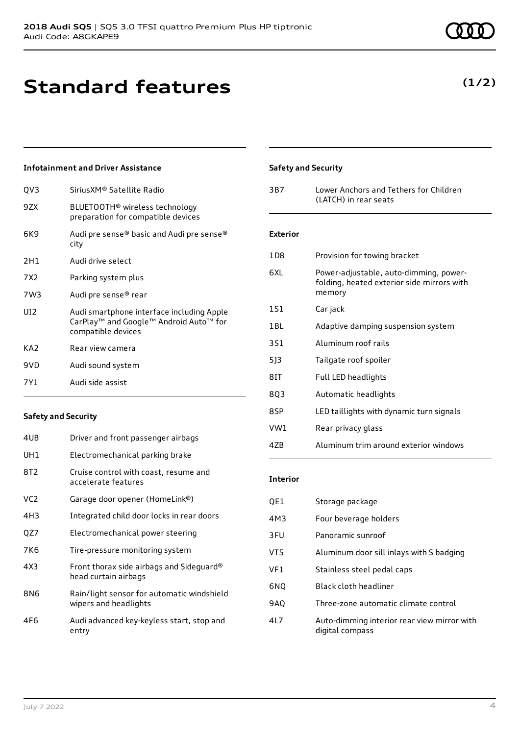# Standard features

**(1/2)**

### Infotainment and Driver Assistance

| | |
|---|---|
| QV3 | SiriusXM® Satellite Radio |
| 9ZX | BLUETOOTH® wireless technology preparation for compatible devices |
| 6K9 | Audi pre sense® basic and Audi pre sense® city |
| 2H1 | Audi drive select |
| 7X2 | Parking system plus |
| 7W3 | Audi pre sense® rear |
| UI2 | Audi smartphone interface including Apple CarPlay™ and Google™ Android Auto™ for compatible devices |
| KA2 | Rear view camera |
| 9VD | Audi sound system |
| 7Y1 | Audi side assist |

### Safety and Security

| | |
|---|---|
| 4UB | Driver and front passenger airbags |
| UH1 | Electromechanical parking brake |
| 8T2 | Cruise control with coast, resume and accelerate features |
| VC2 | Garage door opener (HomeLink®) |
| 4H3 | Integrated child door locks in rear doors |
| QZ7 | Electromechanical power steering |
| 7K6 | Tire-pressure monitoring system |
| 4X3 | Front thorax side airbags and Sideguard® head curtain airbags |
| 8N6 | Rain/light sensor for automatic windshield wipers and headlights |
| 4F6 | Audi advanced key-keyless start, stop and entry |

### Safety and Security

| | |
|---|---|
| 3B7 | Lower Anchors and Tethers for Children (LATCH) in rear seats |

### Exterior

| | |
|---|---|
| 1D8 | Provision for towing bracket |
| 6XL | Power-adjustable, auto-dimming, power-folding, heated exterior side mirrors with memory |
| 1S1 | Car jack |
| 1BL | Adaptive damping suspension system |
| 3S1 | Aluminum roof rails |
| 5J3 | Tailgate roof spoiler |
| 8IT | Full LED headlights |
| 8Q3 | Automatic headlights |
| 8SP | LED taillights with dynamic turn signals |
| VW1 | Rear privacy glass |
| 4ZB | Aluminum trim around exterior windows |

### Interior

| | |
|---|---|
| QE1 | Storage package |
| 4M3 | Four beverage holders |
| 3FU | Panoramic sunroof |
| VT5 | Aluminum door sill inlays with S badging |
| VF1 | Stainless steel pedal caps |
| 6NQ | Black cloth headliner |
| 9AQ | Three-zone automatic climate control |
| 4L7 | Auto-dimming interior rear view mirror with digital compass |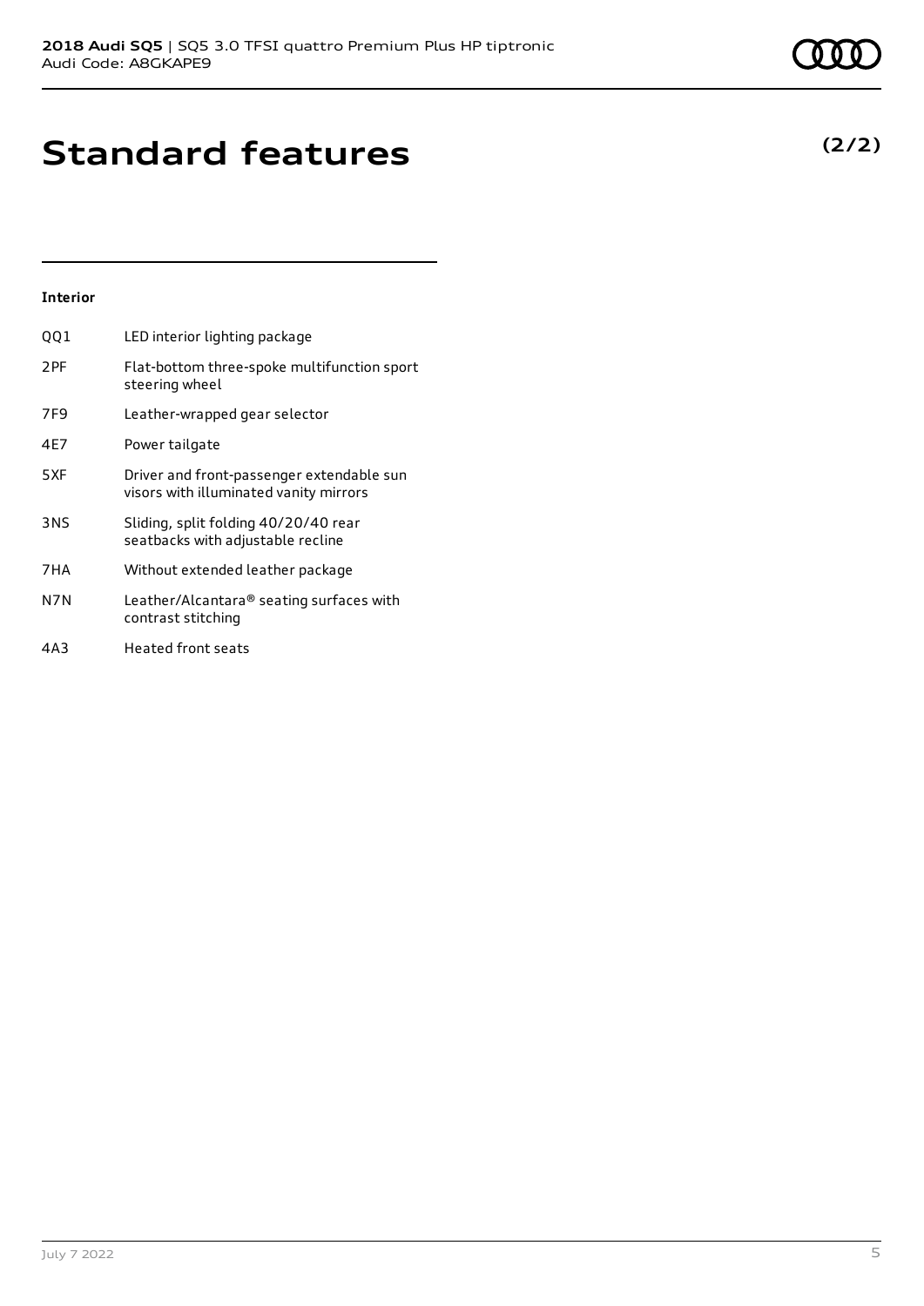# Standard features

**(2/2)**

### Interior

| | |
|---|---|
| QQ1 | LED interior lighting package |
| 2PF | Flat-bottom three-spoke multifunction sport steering wheel |
| 7F9 | Leather-wrapped gear selector |
| 4E7 | Power tailgate |
| 5XF | Driver and front-passenger extendable sun visors with illuminated vanity mirrors |
| 3NS | Sliding, split folding 40/20/40 rear seatbacks with adjustable recline |
| 7HA | Without extended leather package |
| N7N | Leather/Alcantara® seating surfaces with contrast stitching |
| 4A3 | Heated front seats |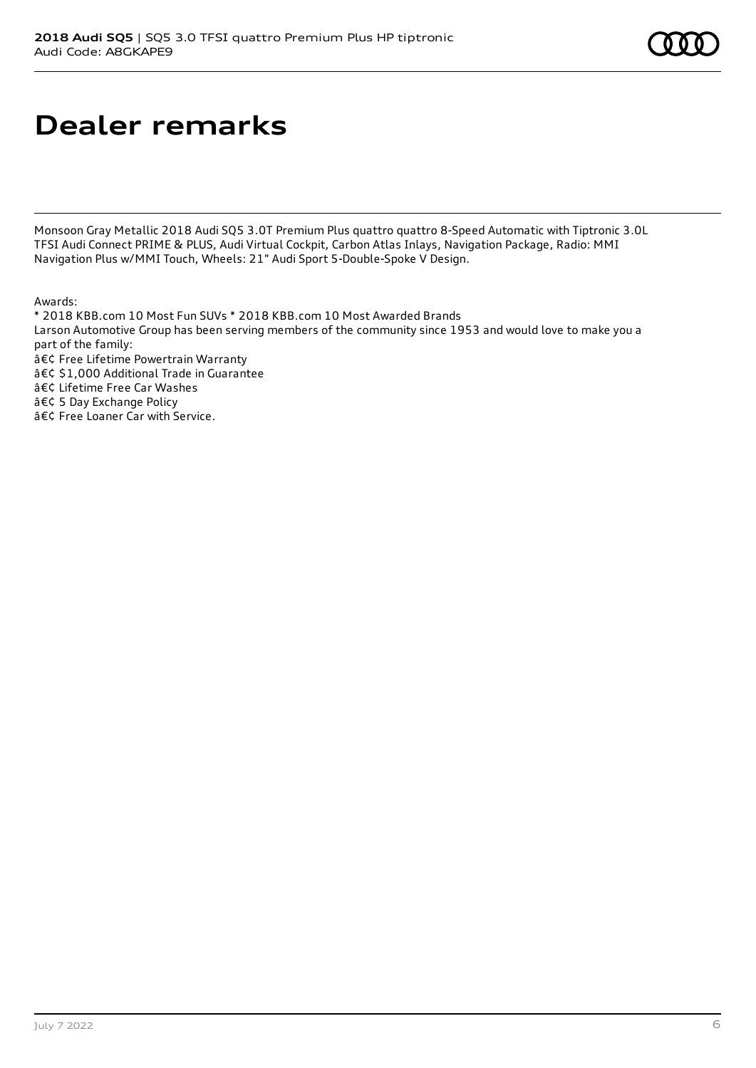# Dealer remarks

Monsoon Gray Metallic 2018 Audi SQ5 3.0T Premium Plus quattro quattro 8-Speed Automatic with Tiptronic 3.0L TFSI Audi Connect PRIME & PLUS, Audi Virtual Cockpit, Carbon Atlas Inlays, Navigation Package, Radio: MMI Navigation Plus w/MMI Touch, Wheels: 21" Audi Sport 5-Double-Spoke V Design.

Awards:
* 2018 KBB.com 10 Most Fun SUVs * 2018 KBB.com 10 Most Awarded Brands
Larson Automotive Group has been serving members of the community since 1953 and would love to make you a part of the family:
â€¢ Free Lifetime Powertrain Warranty
â€¢ $1,000 Additional Trade in Guarantee
â€¢ Lifetime Free Car Washes
â€¢ 5 Day Exchange Policy
â€¢ Free Loaner Car with Service.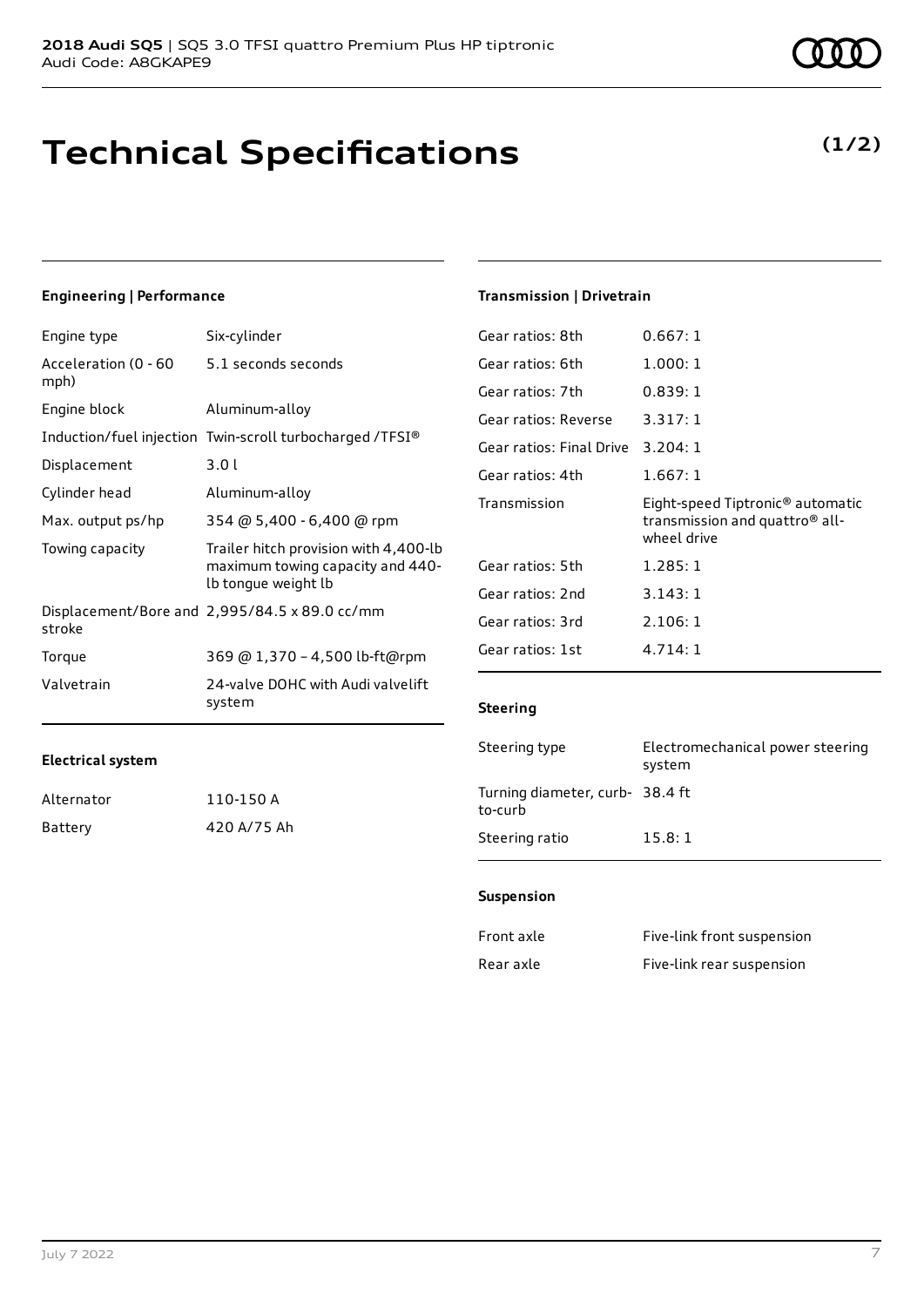# Technical Specifications

**(1/2)**

### Engineering | Performance

| | |
|---|---|
| Engine type | Six-cylinder |
| Acceleration (0 - 60 mph) | 5.1 seconds seconds |
| Engine block | Aluminum-alloy |
| Induction/fuel injection | Twin-scroll turbocharged /TFSI® |
| Displacement | 3.0 l |
| Cylinder head | Aluminum-alloy |
| Max. output ps/hp | 354 @ 5,400 - 6,400 @ rpm |
| Towing capacity | Trailer hitch provision with 4,400-lb maximum towing capacity and 440-lb tongue weight lb |
| Displacement/Bore and stroke | 2,995/84.5 x 89.0 cc/mm |
| Torque | 369 @ 1,370 – 4,500 lb-ft@rpm |
| Valvetrain | 24-valve DOHC with Audi valvelift system |

### Electrical system

| | |
|---|---|
| Alternator | 110-150 A |
| Battery | 420 A/75 Ah |

### Transmission | Drivetrain

| | |
|---|---|
| Gear ratios: 8th | 0.667: 1 |
| Gear ratios: 6th | 1.000: 1 |
| Gear ratios: 7th | 0.839: 1 |
| Gear ratios: Reverse | 3.317: 1 |
| Gear ratios: Final Drive | 3.204: 1 |
| Gear ratios: 4th | 1.667: 1 |
| Transmission | Eight-speed Tiptronic® automatic transmission and quattro® all-wheel drive |
| Gear ratios: 5th | 1.285: 1 |
| Gear ratios: 2nd | 3.143: 1 |
| Gear ratios: 3rd | 2.106: 1 |
| Gear ratios: 1st | 4.714: 1 |

### Steering

| | |
|---|---|
| Steering type | Electromechanical power steering system |
| Turning diameter, curb-to-curb | 38.4 ft |
| Steering ratio | 15.8: 1 |

### Suspension

| | |
|---|---|
| Front axle | Five-link front suspension |
| Rear axle | Five-link rear suspension |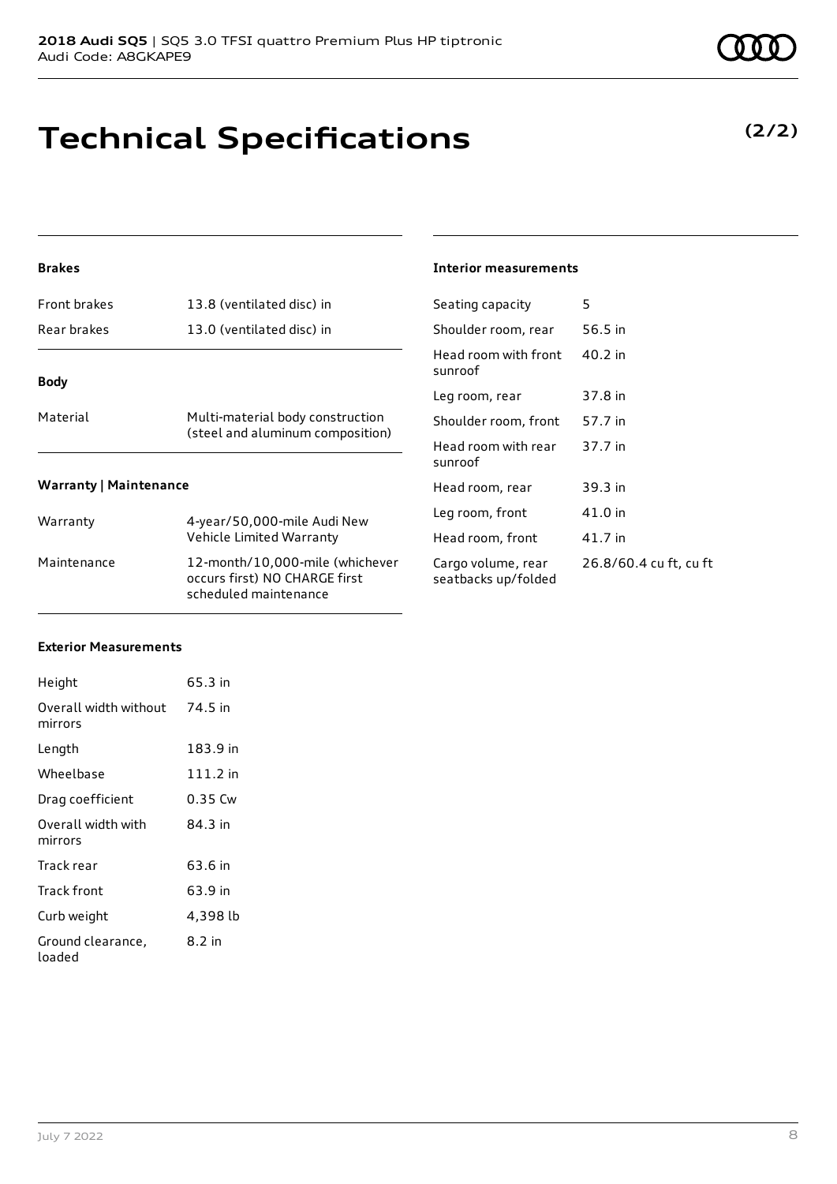# Technical Specifications

**(2/2)**

### Brakes

| | |
|---|---|
| Front brakes | 13.8 (ventilated disc) in |
| Rear brakes | 13.0 (ventilated disc) in |

### Body

| | |
|---|---|
| Material | Multi-material body construction (steel and aluminum composition) |

### Warranty | Maintenance

| | |
|---|---|
| Warranty | 4-year/50,000-mile Audi New Vehicle Limited Warranty |
| Maintenance | 12-month/10,000-mile (whichever occurs first) NO CHARGE first scheduled maintenance |

### Exterior Measurements

| | |
|---|---|
| Height | 65.3 in |
| Overall width without mirrors | 74.5 in |
| Length | 183.9 in |
| Wheelbase | 111.2 in |
| Drag coefficient | 0.35 Cw |
| Overall width with mirrors | 84.3 in |
| Track rear | 63.6 in |
| Track front | 63.9 in |
| Curb weight | 4,398 lb |
| Ground clearance, loaded | 8.2 in |

### Interior measurements

| | |
|---|---|
| Seating capacity | 5 |
| Shoulder room, rear | 56.5 in |
| Head room with front sunroof | 40.2 in |
| Leg room, rear | 37.8 in |
| Shoulder room, front | 57.7 in |
| Head room with rear sunroof | 37.7 in |
| Head room, rear | 39.3 in |
| Leg room, front | 41.0 in |
| Head room, front | 41.7 in |
| Cargo volume, rear seatbacks up/folded | 26.8/60.4 cu ft, cu ft |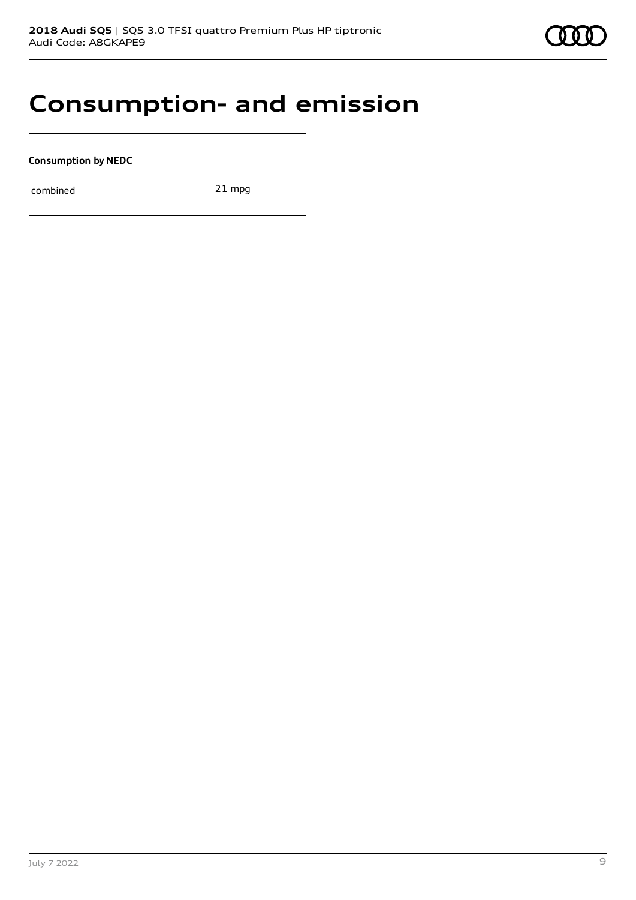# Consumption- and emission

**Consumption by NEDC**

| combined | 21 mpg |
|---|---|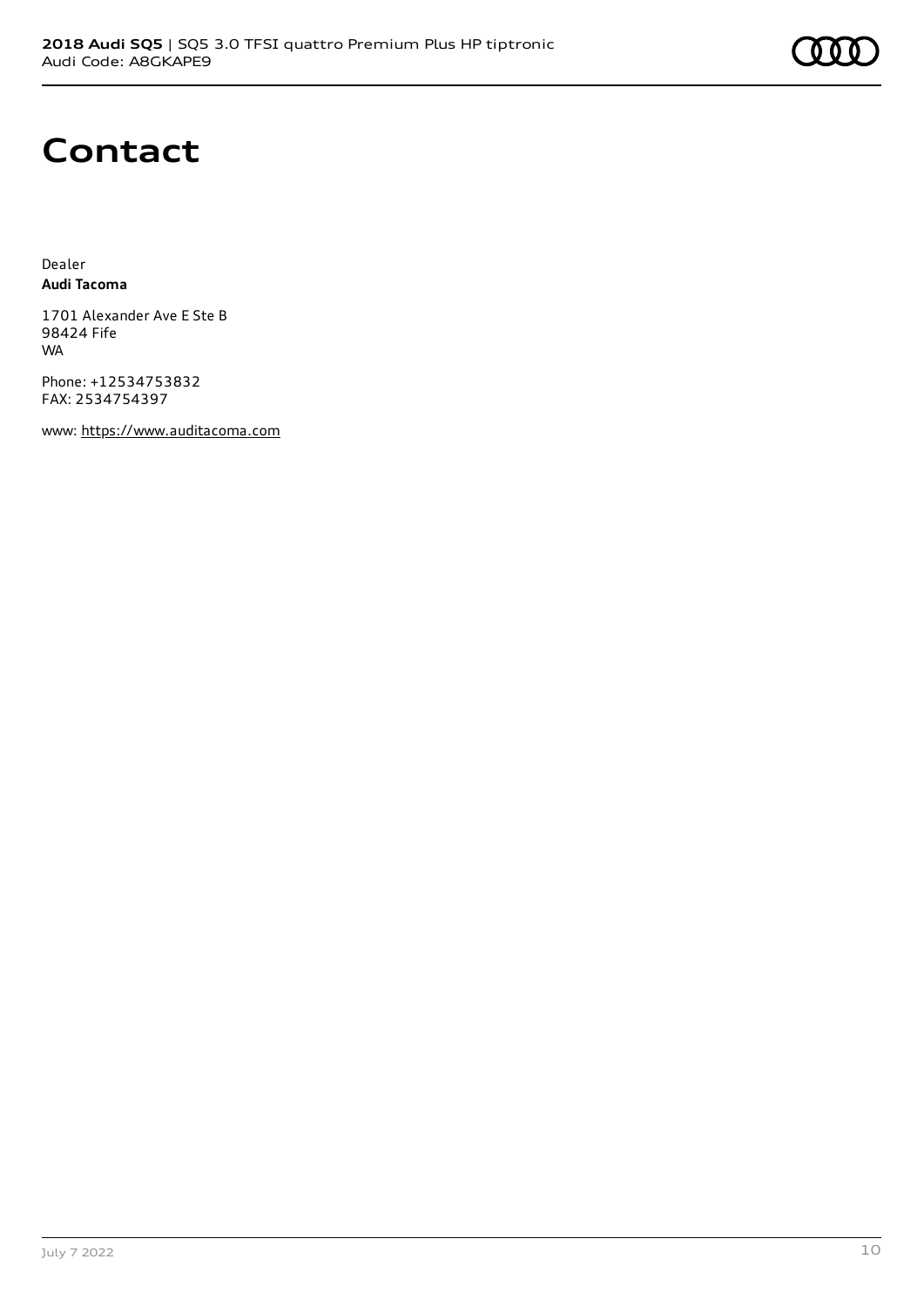# Contact

Dealer
**Audi Tacoma**

1701 Alexander Ave E Ste B
98424 Fife
WA

Phone: +12534753832
FAX: 2534754397

www: https://www.auditacoma.com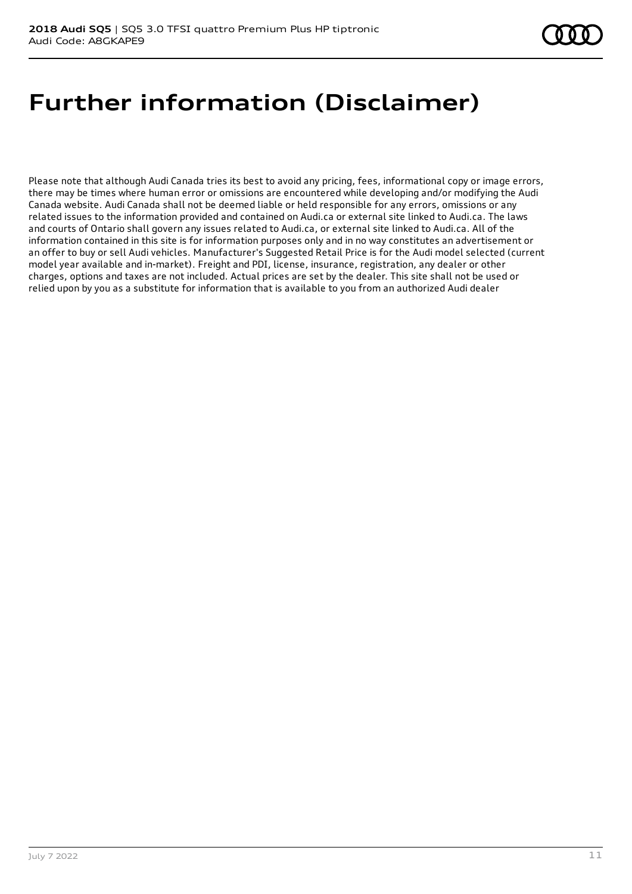# Further information (Disclaimer)

Please note that although Audi Canada tries its best to avoid any pricing, fees, informational copy or image errors, there may be times where human error or omissions are encountered while developing and/or modifying the Audi Canada website. Audi Canada shall not be deemed liable or held responsible for any errors, omissions or any related issues to the information provided and contained on Audi.ca or external site linked to Audi.ca. The laws and courts of Ontario shall govern any issues related to Audi.ca, or external site linked to Audi.ca. All of the information contained in this site is for information purposes only and in no way constitutes an advertisement or an offer to buy or sell Audi vehicles. Manufacturer's Suggested Retail Price is for the Audi model selected (current model year available and in-market). Freight and PDI, license, insurance, registration, any dealer or other charges, options and taxes are not included. Actual prices are set by the dealer. This site shall not be used or relied upon by you as a substitute for information that is available to you from an authorized Audi dealer